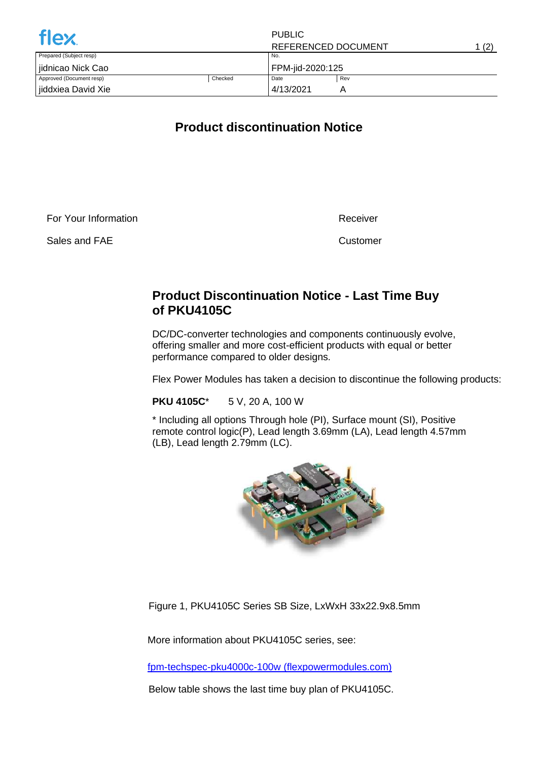| | | PUBLIC<br>REFERENCED DOCUMENT | |
|---|---|---|---|
| Prepared (Subject resp) | | No. | |
| jidnicao Nick Cao | | FPM-jid-2020:125 | |
| Approved (Document resp) | Checked | Date | Rev |
| jiddxiea David Xie | | 4/13/2021 | A |

# Product discontinuation Notice

For Your Information — Receiver

Sales and FAE — Customer

## Product Discontinuation Notice - Last Time Buy of PKU4105C

DC/DC-converter technologies and components continuously evolve, offering smaller and more cost-efficient products with equal or better performance compared to older designs.

Flex Power Modules has taken a decision to discontinue the following products:

**PKU 4105C*** 5 V, 20 A, 100 W

* Including all options Through hole (PI), Surface mount (SI), Positive remote control logic(P), Lead length 3.69mm (LA), Lead length 4.57mm (LB), Lead length 2.79mm (LC).

Figure 1, PKU4105C Series SB Size, LxWxH 33x22.9x8.5mm

More information about PKU4105C series, see:

[fpm-techspec-pku4000c-100w (flexpowermodules.com)](fpm-techspec-pku4000c-100w (flexpowermodules.com))

Below table shows the last time buy plan of PKU4105C.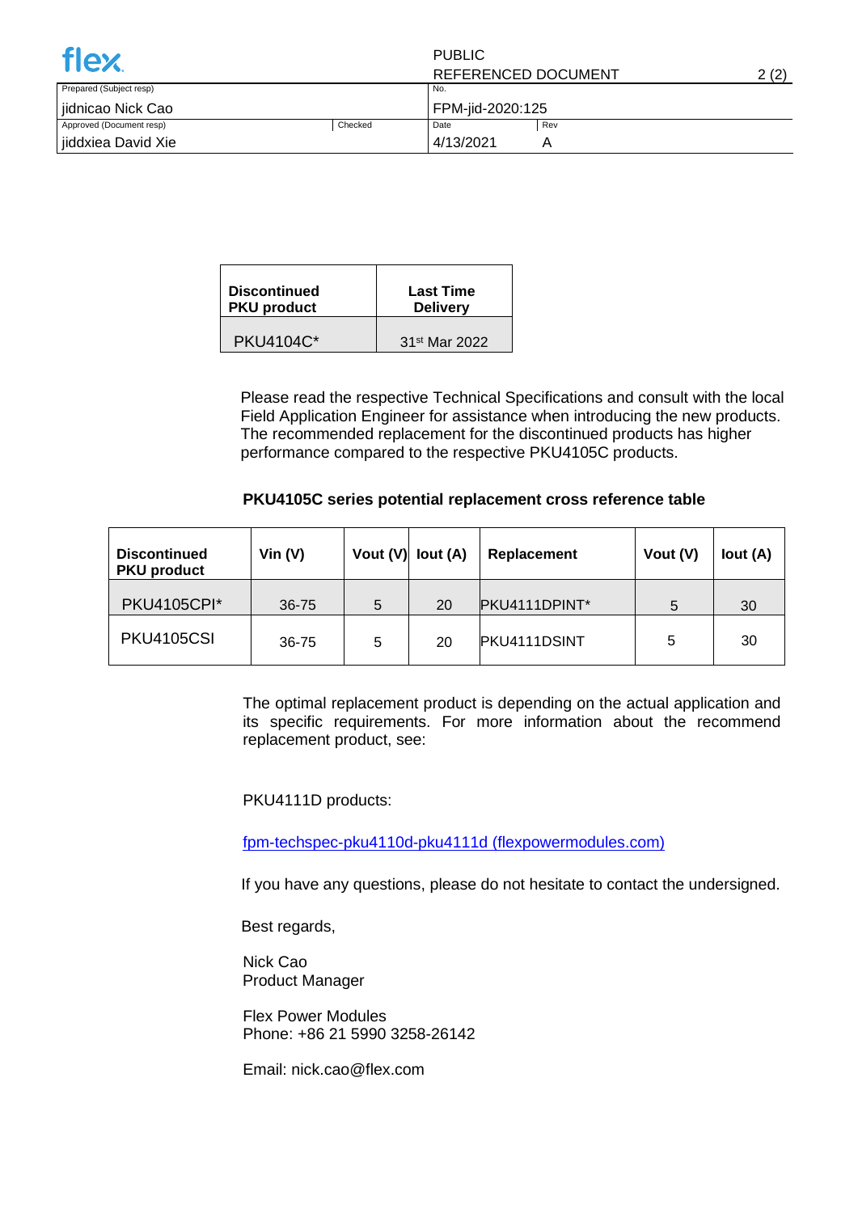| Discontinued PKU product | Last Time Delivery |
|---|---|
| PKU4104C* | 31st Mar 2022 |

Please read the respective Technical Specifications and consult with the local Field Application Engineer for assistance when introducing the new products. The recommended replacement for the discontinued products has higher performance compared to the respective PKU4105C products.

**PKU4105C series potential replacement cross reference table**

| Discontinued PKU product | Vin (V) | Vout (V) | Iout (A) | Replacement | Vout (V) | Iout (A) |
|---|---|---|---|---|---|---|
| PKU4105CPI* | 36-75 | 5 | 20 | PKU4111DPINT* | 5 | 30 |
| PKU4105CSI | 36-75 | 5 | 20 | PKU4111DSINT | 5 | 30 |

The optimal replacement product is depending on the actual application and its specific requirements. For more information about the recommend replacement product, see:

PKU4111D products:

[fpm-techspec-pku4110d-pku4111d (flexpowermodules.com)]

If you have any questions, please do not hesitate to contact the undersigned.

Best regards,

Nick Cao
Product Manager

Flex Power Modules
Phone: +86 21 5990 3258-26142

Email: nick.cao@flex.com